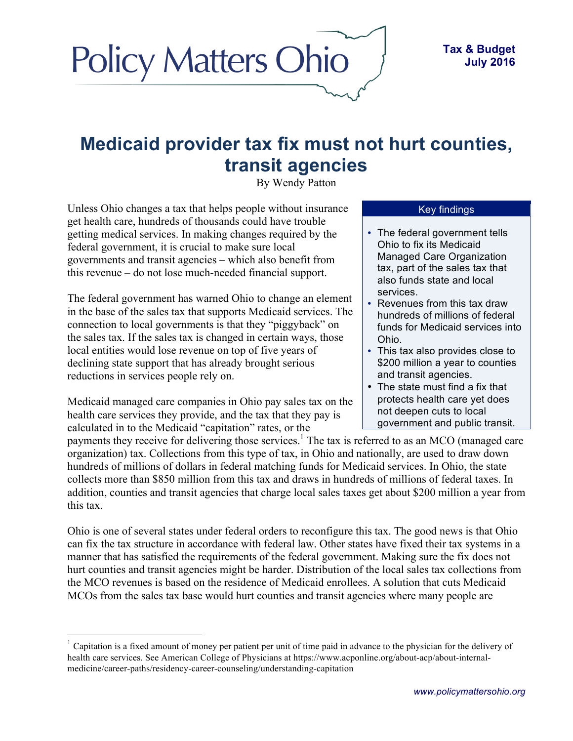Policy Matters Ohio

**Tax & Budget**
**July 2016**

# Medicaid provider tax fix must not hurt counties, transit agencies

By Wendy Patton

Unless Ohio changes a tax that helps people without insurance get health care, hundreds of thousands could have trouble getting medical services. In making changes required by the federal government, it is crucial to make sure local governments and transit agencies – which also benefit from this revenue – do not lose much-needed financial support.

The federal government has warned Ohio to change an element in the base of the sales tax that supports Medicaid services. The connection to local governments is that they "piggyback" on the sales tax. If the sales tax is changed in certain ways, those local entities would lose revenue on top of five years of declining state support that has already brought serious reductions in services people rely on.

> **Key findings**
>
> - The federal government tells Ohio to fix its Medicaid Managed Care Organization tax, part of the sales tax that also funds state and local services.
> - Revenues from this tax draw hundreds of millions of federal funds for Medicaid services into Ohio.
> - This tax also provides close to $200 million a year to counties and transit agencies.
> - The state must find a fix that protects health care yet does not deepen cuts to local government and public transit.

Medicaid managed care companies in Ohio pay sales tax on the health care services they provide, and the tax that they pay is calculated in to the Medicaid "capitation" rates, or the payments they receive for delivering those services.[1] The tax is referred to as an MCO (managed care organization) tax. Collections from this type of tax, in Ohio and nationally, are used to draw down hundreds of millions of dollars in federal matching funds for Medicaid services. In Ohio, the state collects more than $850 million from this tax and draws in hundreds of millions of federal taxes. In addition, counties and transit agencies that charge local sales taxes get about $200 million a year from this tax.

Ohio is one of several states under federal orders to reconfigure this tax. The good news is that Ohio can fix the tax structure in accordance with federal law. Other states have fixed their tax systems in a manner that has satisfied the requirements of the federal government. Making sure the fix does not hurt counties and transit agencies might be harder. Distribution of the local sales tax collections from the MCO revenues is based on the residence of Medicaid enrollees. A solution that cuts Medicaid MCOs from the sales tax base would hurt counties and transit agencies where many people are

---

[1] Capitation is a fixed amount of money per patient per unit of time paid in advance to the physician for the delivery of health care services. See American College of Physicians at https://www.acponline.org/about-acp/about-internal-medicine/career-paths/residency-career-counseling/understanding-capitation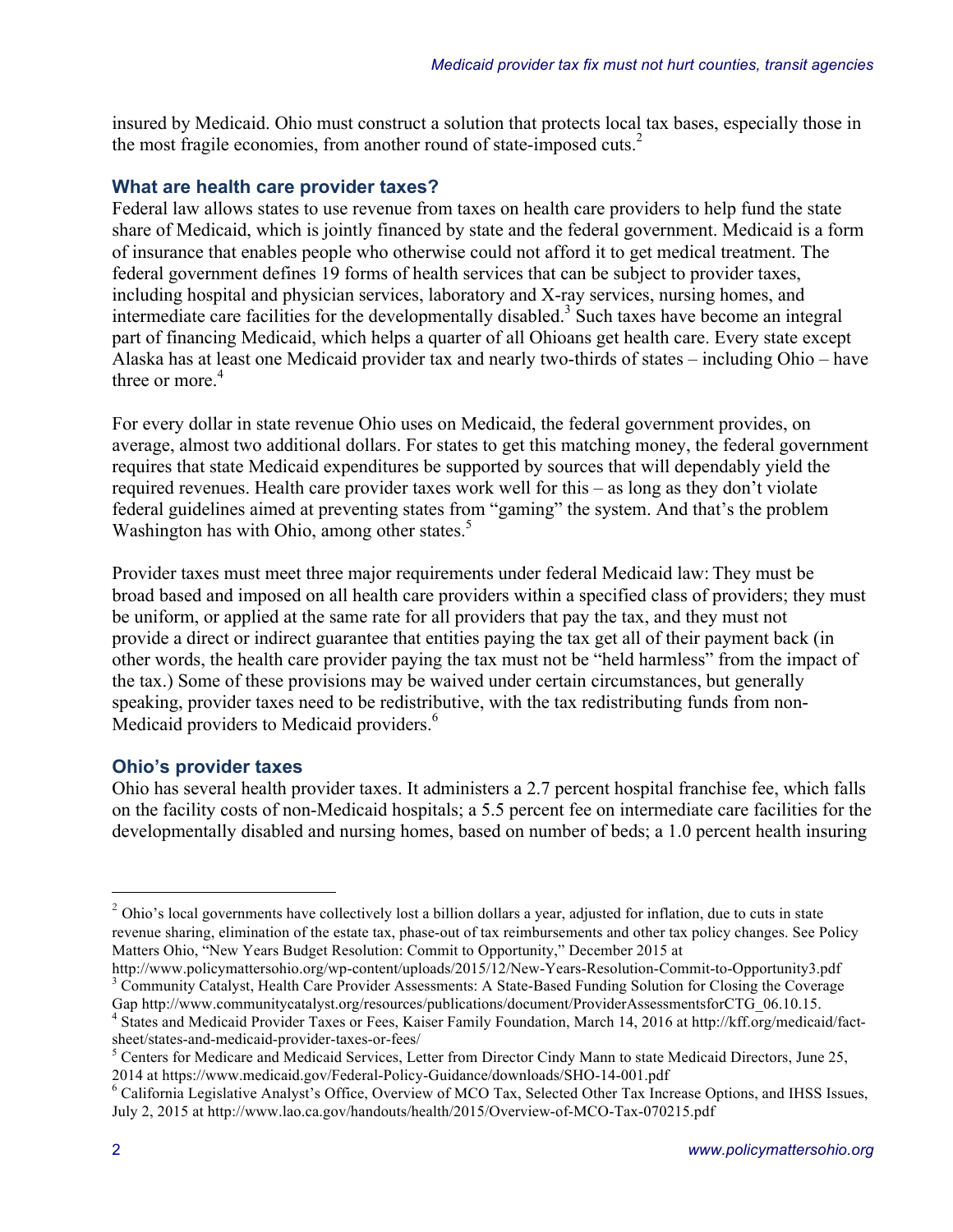insured by Medicaid. Ohio must construct a solution that protects local tax bases, especially those in the most fragile economies, from another round of state-imposed cuts.[2]

### What are health care provider taxes?

Federal law allows states to use revenue from taxes on health care providers to help fund the state share of Medicaid, which is jointly financed by state and the federal government. Medicaid is a form of insurance that enables people who otherwise could not afford it to get medical treatment. The federal government defines 19 forms of health services that can be subject to provider taxes, including hospital and physician services, laboratory and X-ray services, nursing homes, and intermediate care facilities for the developmentally disabled.[3] Such taxes have become an integral part of financing Medicaid, which helps a quarter of all Ohioans get health care. Every state except Alaska has at least one Medicaid provider tax and nearly two-thirds of states – including Ohio – have three or more.[4]

For every dollar in state revenue Ohio uses on Medicaid, the federal government provides, on average, almost two additional dollars. For states to get this matching money, the federal government requires that state Medicaid expenditures be supported by sources that will dependably yield the required revenues. Health care provider taxes work well for this – as long as they don't violate federal guidelines aimed at preventing states from "gaming" the system. And that's the problem Washington has with Ohio, among other states.[5]

Provider taxes must meet three major requirements under federal Medicaid law: They must be broad based and imposed on all health care providers within a specified class of providers; they must be uniform, or applied at the same rate for all providers that pay the tax, and they must not provide a direct or indirect guarantee that entities paying the tax get all of their payment back (in other words, the health care provider paying the tax must not be "held harmless" from the impact of the tax.) Some of these provisions may be waived under certain circumstances, but generally speaking, provider taxes need to be redistributive, with the tax redistributing funds from non-Medicaid providers to Medicaid providers.[6]

### Ohio's provider taxes

Ohio has several health provider taxes. It administers a 2.7 percent hospital franchise fee, which falls on the facility costs of non-Medicaid hospitals; a 5.5 percent fee on intermediate care facilities for the developmentally disabled and nursing homes, based on number of beds; a 1.0 percent health insuring

---

[2] Ohio's local governments have collectively lost a billion dollars a year, adjusted for inflation, due to cuts in state revenue sharing, elimination of the estate tax, phase-out of tax reimbursements and other tax policy changes. See Policy Matters Ohio, "New Years Budget Resolution: Commit to Opportunity," December 2015 at http://www.policymattersohio.org/wp-content/uploads/2015/12/New-Years-Resolution-Commit-to-Opportunity3.pdf

[3] Community Catalyst, Health Care Provider Assessments: A State-Based Funding Solution for Closing the Coverage Gap http://www.communitycatalyst.org/resources/publications/document/ProviderAssessmentsforCTG_06.10.15.

[4] States and Medicaid Provider Taxes or Fees, Kaiser Family Foundation, March 14, 2016 at http://kff.org/medicaid/fact-sheet/states-and-medicaid-provider-taxes-or-fees/

[5] Centers for Medicare and Medicaid Services, Letter from Director Cindy Mann to state Medicaid Directors, June 25, 2014 at https://www.medicaid.gov/Federal-Policy-Guidance/downloads/SHO-14-001.pdf

[6] California Legislative Analyst's Office, Overview of MCO Tax, Selected Other Tax Increase Options, and IHSS Issues, July 2, 2015 at http://www.lao.ca.gov/handouts/health/2015/Overview-of-MCO-Tax-070215.pdf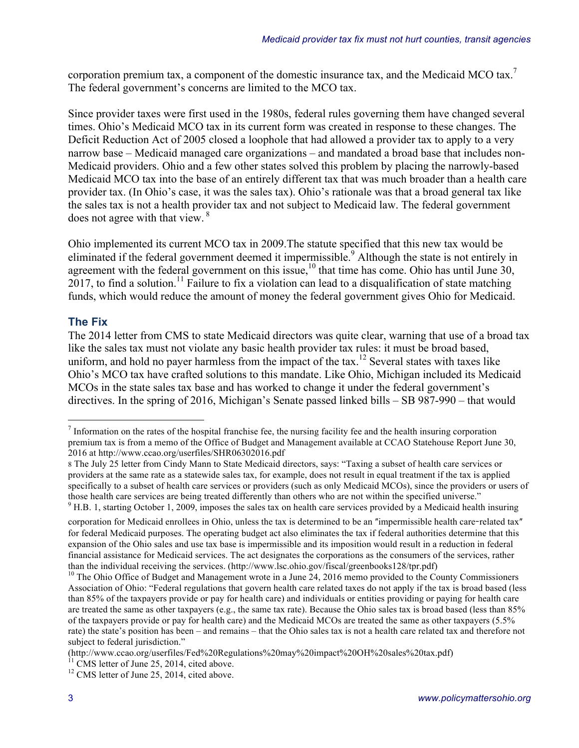corporation premium tax, a component of the domestic insurance tax, and the Medicaid MCO tax.[7] The federal government's concerns are limited to the MCO tax.

Since provider taxes were first used in the 1980s, federal rules governing them have changed several times. Ohio's Medicaid MCO tax in its current form was created in response to these changes. The Deficit Reduction Act of 2005 closed a loophole that had allowed a provider tax to apply to a very narrow base – Medicaid managed care organizations – and mandated a broad base that includes non-Medicaid providers. Ohio and a few other states solved this problem by placing the narrowly-based Medicaid MCO tax into the base of an entirely different tax that was much broader than a health care provider tax. (In Ohio's case, it was the sales tax). Ohio's rationale was that a broad general tax like the sales tax is not a health provider tax and not subject to Medicaid law. The federal government does not agree with that view. [8]

Ohio implemented its current MCO tax in 2009.The statute specified that this new tax would be eliminated if the federal government deemed it impermissible.[9] Although the state is not entirely in agreement with the federal government on this issue,[10] that time has come. Ohio has until June 30, 2017, to find a solution.[11] Failure to fix a violation can lead to a disqualification of state matching funds, which would reduce the amount of money the federal government gives Ohio for Medicaid.

## The Fix

The 2014 letter from CMS to state Medicaid directors was quite clear, warning that use of a broad tax like the sales tax must not violate any basic health provider tax rules: it must be broad based, uniform, and hold no payer harmless from the impact of the tax.[12] Several states with taxes like Ohio's MCO tax have crafted solutions to this mandate. Like Ohio, Michigan included its Medicaid MCOs in the state sales tax base and has worked to change it under the federal government's directives. In the spring of 2016, Michigan's Senate passed linked bills – SB 987-990 – that would

---

[7] Information on the rates of the hospital franchise fee, the nursing facility fee and the health insuring corporation premium tax is from a memo of the Office of Budget and Management available at CCAO Statehouse Report June 30, 2016 at http://www.ccao.org/userfiles/SHR06302016.pdf

[8] The July 25 letter from Cindy Mann to State Medicaid directors, says: "Taxing a subset of health care services or providers at the same rate as a statewide sales tax, for example, does not result in equal treatment if the tax is applied specifically to a subset of health care services or providers (such as only Medicaid MCOs), since the providers or users of those health care services are being treated differently than others who are not within the specified universe."

[9] H.B. 1, starting October 1, 2009, imposes the sales tax on health care services provided by a Medicaid health insuring corporation for Medicaid enrollees in Ohio, unless the tax is determined to be an "impermissible health care-related tax" for federal Medicaid purposes. The operating budget act also eliminates the tax if federal authorities determine that this expansion of the Ohio sales and use tax base is impermissible and its imposition would result in a reduction in federal financial assistance for Medicaid services. The act designates the corporations as the consumers of the services, rather than the individual receiving the services. (http://www.lsc.ohio.gov/fiscal/greenbooks128/tpr.pdf)

[10] The Ohio Office of Budget and Management wrote in a June 24, 2016 memo provided to the County Commissioners Association of Ohio: "Federal regulations that govern health care related taxes do not apply if the tax is broad based (less than 85% of the taxpayers provide or pay for health care) and individuals or entities providing or paying for health care are treated the same as other taxpayers (e.g., the same tax rate). Because the Ohio sales tax is broad based (less than 85% of the taxpayers provide or pay for health care) and the Medicaid MCOs are treated the same as other taxpayers (5.5% rate) the state's position has been – and remains – that the Ohio sales tax is not a health care related tax and therefore not subject to federal jurisdiction."
(http://www.ccao.org/userfiles/Fed%20Regulations%20may%20impact%20OH%20sales%20tax.pdf)

[11] CMS letter of June 25, 2014, cited above.

[12] CMS letter of June 25, 2014, cited above.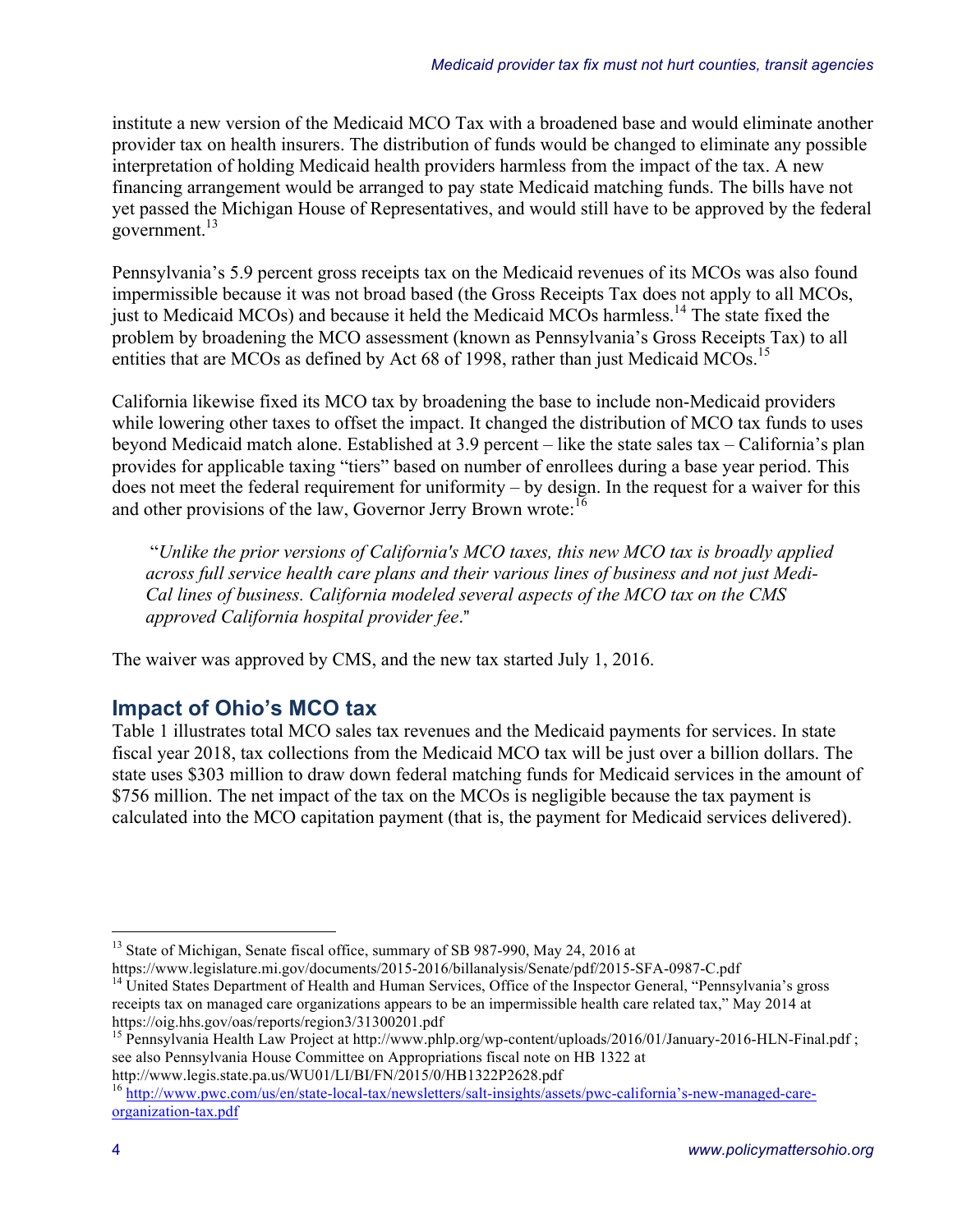institute a new version of the Medicaid MCO Tax with a broadened base and would eliminate another provider tax on health insurers. The distribution of funds would be changed to eliminate any possible interpretation of holding Medicaid health providers harmless from the impact of the tax. A new financing arrangement would be arranged to pay state Medicaid matching funds. The bills have not yet passed the Michigan House of Representatives, and would still have to be approved by the federal government.[13]

Pennsylvania's 5.9 percent gross receipts tax on the Medicaid revenues of its MCOs was also found impermissible because it was not broad based (the Gross Receipts Tax does not apply to all MCOs, just to Medicaid MCOs) and because it held the Medicaid MCOs harmless.[14] The state fixed the problem by broadening the MCO assessment (known as Pennsylvania's Gross Receipts Tax) to all entities that are MCOs as defined by Act 68 of 1998, rather than just Medicaid MCOs.[15]

California likewise fixed its MCO tax by broadening the base to include non-Medicaid providers while lowering other taxes to offset the impact. It changed the distribution of MCO tax funds to uses beyond Medicaid match alone. Established at 3.9 percent – like the state sales tax – California's plan provides for applicable taxing "tiers" based on number of enrollees during a base year period. This does not meet the federal requirement for uniformity – by design. In the request for a waiver for this and other provisions of the law, Governor Jerry Brown wrote:[16]

> "*Unlike the prior versions of California's MCO taxes, this new MCO tax is broadly applied across full service health care plans and their various lines of business and not just Medi-Cal lines of business. California modeled several aspects of the MCO tax on the CMS approved California hospital provider fee*."

The waiver was approved by CMS, and the new tax started July 1, 2016.

## Impact of Ohio's MCO tax

Table 1 illustrates total MCO sales tax revenues and the Medicaid payments for services. In state fiscal year 2018, tax collections from the Medicaid MCO tax will be just over a billion dollars. The state uses $303 million to draw down federal matching funds for Medicaid services in the amount of $756 million. The net impact of the tax on the MCOs is negligible because the tax payment is calculated into the MCO capitation payment (that is, the payment for Medicaid services delivered).

---

[13] State of Michigan, Senate fiscal office, summary of SB 987-990, May 24, 2016 at https://www.legislature.mi.gov/documents/2015-2016/billanalysis/Senate/pdf/2015-SFA-0987-C.pdf

[14] United States Department of Health and Human Services, Office of the Inspector General, "Pennsylvania's gross receipts tax on managed care organizations appears to be an impermissible health care related tax," May 2014 at https://oig.hhs.gov/oas/reports/region3/31300201.pdf

[15] Pennsylvania Health Law Project at http://www.phlp.org/wp-content/uploads/2016/01/January-2016-HLN-Final.pdf ; see also Pennsylvania House Committee on Appropriations fiscal note on HB 1322 at http://www.legis.state.pa.us/WU01/LI/BI/FN/2015/0/HB1322P2628.pdf

[16] http://www.pwc.com/us/en/state-local-tax/newsletters/salt-insights/assets/pwc-california's-new-managed-care-organization-tax.pdf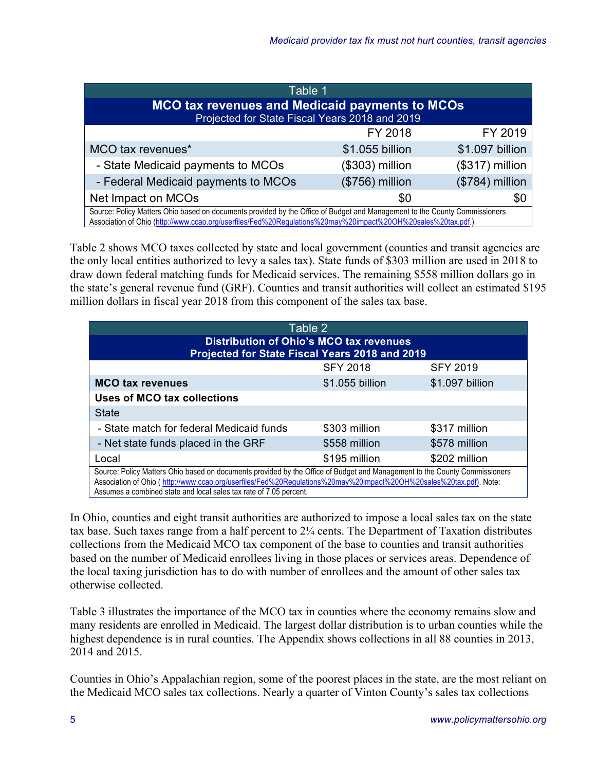| Table 1<br>**MCO tax revenues and Medicaid payments to MCOs**<br>Projected for State Fiscal Years 2018 and 2019 | | |
|---|---|---|
| | FY 2018 | FY 2019 |
| MCO tax revenues* | $1.055 billion | $1.097 billion |
| - State Medicaid payments to MCOs | ($303) million | ($317) million |
| - Federal Medicaid payments to MCOs | ($756) million | ($784) million |
| Net Impact on MCOs | $0 | $0 |

Source: Policy Matters Ohio based on documents provided by the Office of Budget and Management to the County Commissioners Association of Ohio (http://www.ccao.org/userfiles/Fed%20Regulations%20may%20impact%20OH%20sales%20tax.pdf.)

Table 2 shows MCO taxes collected by state and local government (counties and transit agencies are the only local entities authorized to levy a sales tax). State funds of $303 million are used in 2018 to draw down federal matching funds for Medicaid services. The remaining $558 million dollars go in the state's general revenue fund (GRF). Counties and transit authorities will collect an estimated $195 million dollars in fiscal year 2018 from this component of the sales tax base.

| Table 2<br>**Distribution of Ohio's MCO tax revenues**<br>**Projected for State Fiscal Years 2018 and 2019** | | |
|---|---|---|
| | SFY 2018 | SFY 2019 |
| **MCO tax revenues** | $1.055 billion | $1.097 billion |
| **Uses of MCO tax collections** | | |
| State | | |
| - State match for federal Medicaid funds | $303 million | $317 million |
| - Net state funds placed in the GRF | $558 million | $578 million |
| Local | $195 million | $202 million |

Source: Policy Matters Ohio based on documents provided by the Office of Budget and Management to the County Commissioners Association of Ohio ( http://www.ccao.org/userfiles/Fed%20Regulations%20may%20impact%20OH%20sales%20tax.pdf). Note: Assumes a combined state and local sales tax rate of 7.05 percent.

In Ohio, counties and eight transit authorities are authorized to impose a local sales tax on the state tax base. Such taxes range from a half percent to 2¼ cents. The Department of Taxation distributes collections from the Medicaid MCO tax component of the base to counties and transit authorities based on the number of Medicaid enrollees living in those places or services areas. Dependence of the local taxing jurisdiction has to do with number of enrollees and the amount of other sales tax otherwise collected.

Table 3 illustrates the importance of the MCO tax in counties where the economy remains slow and many residents are enrolled in Medicaid. The largest dollar distribution is to urban counties while the highest dependence is in rural counties. The Appendix shows collections in all 88 counties in 2013, 2014 and 2015.

Counties in Ohio's Appalachian region, some of the poorest places in the state, are the most reliant on the Medicaid MCO sales tax collections. Nearly a quarter of Vinton County's sales tax collections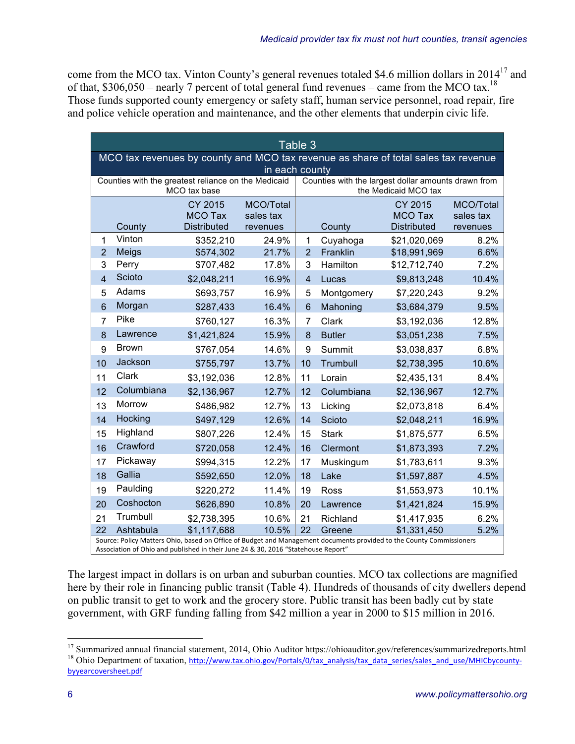come from the MCO tax. Vinton County's general revenues totaled $4.6 million dollars in 2014[17] and of that, $306,050 – nearly 7 percent of total general fund revenues – came from the MCO tax.[18] Those funds supported county emergency or safety staff, human service personnel, road repair, fire and police vehicle operation and maintenance, and the other elements that underpin civic life.

| Table 3 | | | | | | | |
|---|---|---|---|---|---|---|---|
| MCO tax revenues by county and MCO tax revenue as share of total sales tax revenue in each county | | | | | | | |
| Counties with the greatest reliance on the Medicaid MCO tax base | | | | Counties with the largest dollar amounts drawn from the Medicaid MCO tax | | | |
| | County | CY 2015 MCO Tax Distributed | MCO/Total sales tax revenues | | County | CY 2015 MCO Tax Distributed | MCO/Total sales tax revenues |
| 1 | Vinton | $352,210 | 24.9% | 1 | Cuyahoga | $21,020,069 | 8.2% |
| 2 | Meigs | $574,302 | 21.7% | 2 | Franklin | $18,991,969 | 6.6% |
| 3 | Perry | $707,482 | 17.8% | 3 | Hamilton | $12,712,740 | 7.2% |
| 4 | Scioto | $2,048,211 | 16.9% | 4 | Lucas | $9,813,248 | 10.4% |
| 5 | Adams | $693,757 | 16.9% | 5 | Montgomery | $7,220,243 | 9.2% |
| 6 | Morgan | $287,433 | 16.4% | 6 | Mahoning | $3,684,379 | 9.5% |
| 7 | Pike | $760,127 | 16.3% | 7 | Clark | $3,192,036 | 12.8% |
| 8 | Lawrence | $1,421,824 | 15.9% | 8 | Butler | $3,051,238 | 7.5% |
| 9 | Brown | $767,054 | 14.6% | 9 | Summit | $3,038,837 | 6.8% |
| 10 | Jackson | $755,797 | 13.7% | 10 | Trumbull | $2,738,395 | 10.6% |
| 11 | Clark | $3,192,036 | 12.8% | 11 | Lorain | $2,435,131 | 8.4% |
| 12 | Columbiana | $2,136,967 | 12.7% | 12 | Columbiana | $2,136,967 | 12.7% |
| 13 | Morrow | $486,982 | 12.7% | 13 | Licking | $2,073,818 | 6.4% |
| 14 | Hocking | $497,129 | 12.6% | 14 | Scioto | $2,048,211 | 16.9% |
| 15 | Highland | $807,226 | 12.4% | 15 | Stark | $1,875,577 | 6.5% |
| 16 | Crawford | $720,058 | 12.4% | 16 | Clermont | $1,873,393 | 7.2% |
| 17 | Pickaway | $994,315 | 12.2% | 17 | Muskingum | $1,783,611 | 9.3% |
| 18 | Gallia | $592,650 | 12.0% | 18 | Lake | $1,597,887 | 4.5% |
| 19 | Paulding | $220,272 | 11.4% | 19 | Ross | $1,553,973 | 10.1% |
| 20 | Coshocton | $626,890 | 10.8% | 20 | Lawrence | $1,421,824 | 15.9% |
| 21 | Trumbull | $2,738,395 | 10.6% | 21 | Richland | $1,417,935 | 6.2% |
| 22 | Ashtabula | $1,117,688 | 10.5% | 22 | Greene | $1,331,450 | 5.2% |

Source: Policy Matters Ohio, based on Office of Budget and Management documents provided to the County Commissioners Association of Ohio and published in their June 24 & 30, 2016 "Statehouse Report"

The largest impact in dollars is on urban and suburban counties. MCO tax collections are magnified here by their role in financing public transit (Table 4). Hundreds of thousands of city dwellers depend on public transit to get to work and the grocery store. Public transit has been badly cut by state government, with GRF funding falling from $42 million a year in 2000 to $15 million in 2016.

[17] Summarized annual financial statement, 2014, Ohio Auditor https://ohioauditor.gov/references/summarizedreports.html

[18] Ohio Department of taxation, http://www.tax.ohio.gov/Portals/0/tax_analysis/tax_data_series/sales_and_use/MHICbycounty-byyearcoversheet.pdf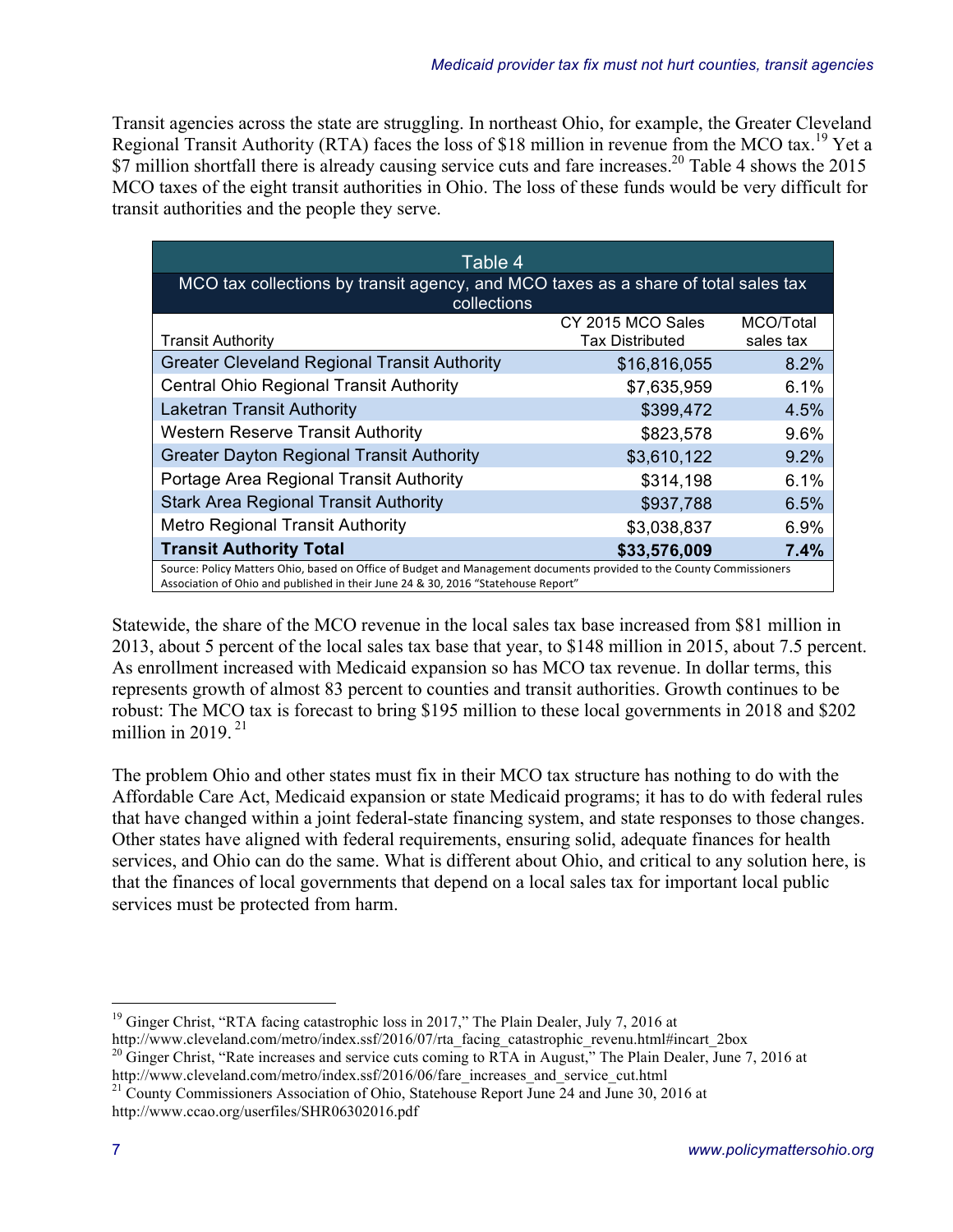Transit agencies across the state are struggling. In northeast Ohio, for example, the Greater Cleveland Regional Transit Authority (RTA) faces the loss of $18 million in revenue from the MCO tax.[19] Yet a $7 million shortfall there is already causing service cuts and fare increases.[20] Table 4 shows the 2015 MCO taxes of the eight transit authorities in Ohio. The loss of these funds would be very difficult for transit authorities and the people they serve.

**Table 4**

**MCO tax collections by transit agency, and MCO taxes as a share of total sales tax collections**

| Transit Authority | CY 2015 MCO Sales Tax Distributed | MCO/Total sales tax |
|---|---|---|
| Greater Cleveland Regional Transit Authority | $16,816,055 | 8.2% |
| Central Ohio Regional Transit Authority | $7,635,959 | 6.1% |
| Laketran Transit Authority | $399,472 | 4.5% |
| Western Reserve Transit Authority | $823,578 | 9.6% |
| Greater Dayton Regional Transit Authority | $3,610,122 | 9.2% |
| Portage Area Regional Transit Authority | $314,198 | 6.1% |
| Stark Area Regional Transit Authority | $937,788 | 6.5% |
| Metro Regional Transit Authority | $3,038,837 | 6.9% |
| **Transit Authority Total** | **$33,576,009** | **7.4%** |

Source: Policy Matters Ohio, based on Office of Budget and Management documents provided to the County Commissioners Association of Ohio and published in their June 24 & 30, 2016 "Statehouse Report"

Statewide, the share of the MCO revenue in the local sales tax base increased from $81 million in 2013, about 5 percent of the local sales tax base that year, to $148 million in 2015, about 7.5 percent. As enrollment increased with Medicaid expansion so has MCO tax revenue. In dollar terms, this represents growth of almost 83 percent to counties and transit authorities. Growth continues to be robust: The MCO tax is forecast to bring $195 million to these local governments in 2018 and $202 million in 2019.[21]

The problem Ohio and other states must fix in their MCO tax structure has nothing to do with the Affordable Care Act, Medicaid expansion or state Medicaid programs; it has to do with federal rules that have changed within a joint federal-state financing system, and state responses to those changes. Other states have aligned with federal requirements, ensuring solid, adequate finances for health services, and Ohio can do the same. What is different about Ohio, and critical to any solution here, is that the finances of local governments that depend on a local sales tax for important local public services must be protected from harm.

---

[19] Ginger Christ, "RTA facing catastrophic loss in 2017," The Plain Dealer, July 7, 2016 at http://www.cleveland.com/metro/index.ssf/2016/07/rta_facing_catastrophic_revenu.html#incart_2box

[20] Ginger Christ, "Rate increases and service cuts coming to RTA in August," The Plain Dealer, June 7, 2016 at http://www.cleveland.com/metro/index.ssf/2016/06/fare_increases_and_service_cut.html

[21] County Commissioners Association of Ohio, Statehouse Report June 24 and June 30, 2016 at http://www.ccao.org/userfiles/SHR06302016.pdf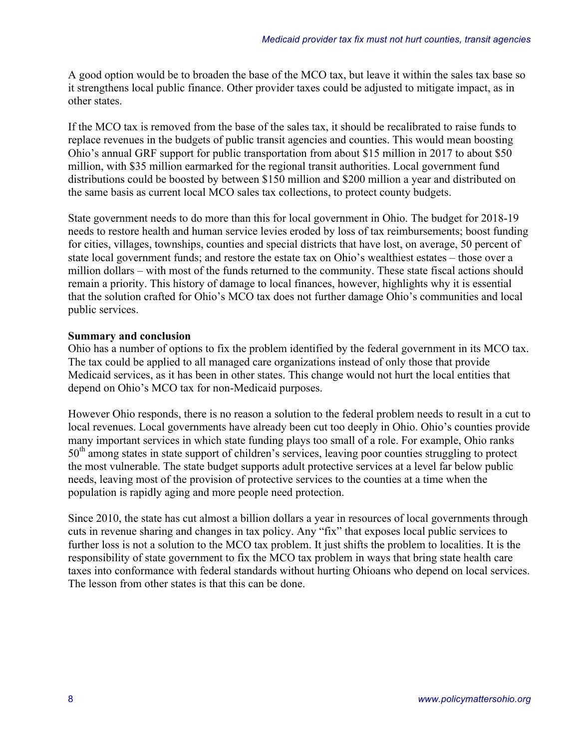A good option would be to broaden the base of the MCO tax, but leave it within the sales tax base so it strengthens local public finance. Other provider taxes could be adjusted to mitigate impact, as in other states.

If the MCO tax is removed from the base of the sales tax, it should be recalibrated to raise funds to replace revenues in the budgets of public transit agencies and counties. This would mean boosting Ohio's annual GRF support for public transportation from about $15 million in 2017 to about $50 million, with $35 million earmarked for the regional transit authorities. Local government fund distributions could be boosted by between $150 million and $200 million a year and distributed on the same basis as current local MCO sales tax collections, to protect county budgets.

State government needs to do more than this for local government in Ohio. The budget for 2018-19 needs to restore health and human service levies eroded by loss of tax reimbursements; boost funding for cities, villages, townships, counties and special districts that have lost, on average, 50 percent of state local government funds; and restore the estate tax on Ohio's wealthiest estates – those over a million dollars – with most of the funds returned to the community. These state fiscal actions should remain a priority. This history of damage to local finances, however, highlights why it is essential that the solution crafted for Ohio's MCO tax does not further damage Ohio's communities and local public services.

**Summary and conclusion**

Ohio has a number of options to fix the problem identified by the federal government in its MCO tax. The tax could be applied to all managed care organizations instead of only those that provide Medicaid services, as it has been in other states. This change would not hurt the local entities that depend on Ohio's MCO tax for non-Medicaid purposes.

However Ohio responds, there is no reason a solution to the federal problem needs to result in a cut to local revenues. Local governments have already been cut too deeply in Ohio. Ohio's counties provide many important services in which state funding plays too small of a role. For example, Ohio ranks 50th among states in state support of children's services, leaving poor counties struggling to protect the most vulnerable. The state budget supports adult protective services at a level far below public needs, leaving most of the provision of protective services to the counties at a time when the population is rapidly aging and more people need protection.

Since 2010, the state has cut almost a billion dollars a year in resources of local governments through cuts in revenue sharing and changes in tax policy. Any "fix" that exposes local public services to further loss is not a solution to the MCO tax problem. It just shifts the problem to localities. It is the responsibility of state government to fix the MCO tax problem in ways that bring state health care taxes into conformance with federal standards without hurting Ohioans who depend on local services. The lesson from other states is that this can be done.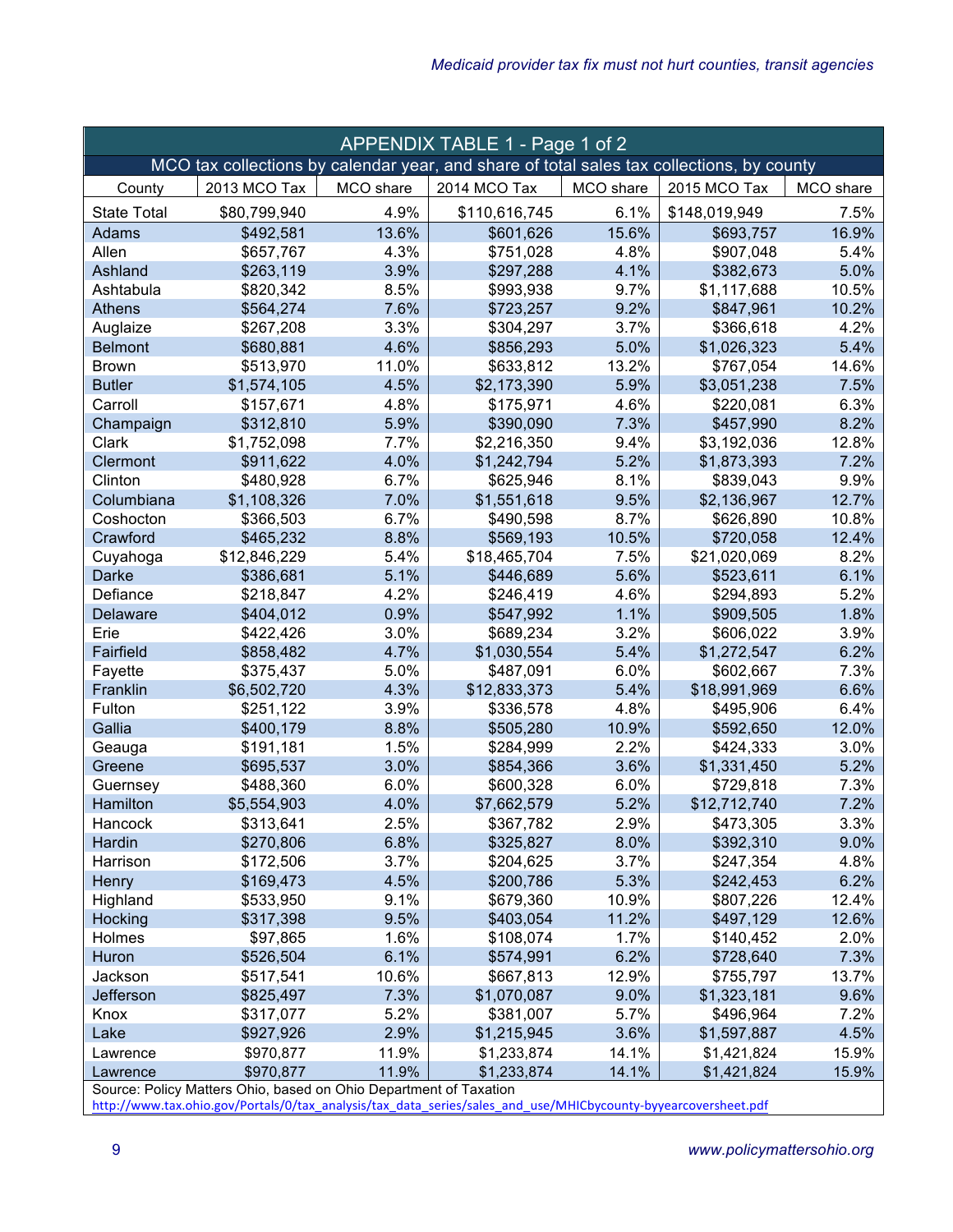| APPENDIX TABLE 1 - Page 1 of 2 | | | | | | |
|---|---|---|---|---|---|---|
| MCO tax collections by calendar year, and share of total sales tax collections, by county | | | | | | |
| County | 2013 MCO Tax | MCO share | 2014 MCO Tax | MCO share | 2015 MCO Tax | MCO share |
| State Total | $80,799,940 | 4.9% | $110,616,745 | 6.1% | $148,019,949 | 7.5% |
| Adams | $492,581 | 13.6% | $601,626 | 15.6% | $693,757 | 16.9% |
| Allen | $657,767 | 4.3% | $751,028 | 4.8% | $907,048 | 5.4% |
| Ashland | $263,119 | 3.9% | $297,288 | 4.1% | $382,673 | 5.0% |
| Ashtabula | $820,342 | 8.5% | $993,938 | 9.7% | $1,117,688 | 10.5% |
| Athens | $564,274 | 7.6% | $723,257 | 9.2% | $847,961 | 10.2% |
| Auglaize | $267,208 | 3.3% | $304,297 | 3.7% | $366,618 | 4.2% |
| Belmont | $680,881 | 4.6% | $856,293 | 5.0% | $1,026,323 | 5.4% |
| Brown | $513,970 | 11.0% | $633,812 | 13.2% | $767,054 | 14.6% |
| Butler | $1,574,105 | 4.5% | $2,173,390 | 5.9% | $3,051,238 | 7.5% |
| Carroll | $157,671 | 4.8% | $175,971 | 4.6% | $220,081 | 6.3% |
| Champaign | $312,810 | 5.9% | $390,090 | 7.3% | $457,990 | 8.2% |
| Clark | $1,752,098 | 7.7% | $2,216,350 | 9.4% | $3,192,036 | 12.8% |
| Clermont | $911,622 | 4.0% | $1,242,794 | 5.2% | $1,873,393 | 7.2% |
| Clinton | $480,928 | 6.7% | $625,946 | 8.1% | $839,043 | 9.9% |
| Columbiana | $1,108,326 | 7.0% | $1,551,618 | 9.5% | $2,136,967 | 12.7% |
| Coshocton | $366,503 | 6.7% | $490,598 | 8.7% | $626,890 | 10.8% |
| Crawford | $465,232 | 8.8% | $569,193 | 10.5% | $720,058 | 12.4% |
| Cuyahoga | $12,846,229 | 5.4% | $18,465,704 | 7.5% | $21,020,069 | 8.2% |
| Darke | $386,681 | 5.1% | $446,689 | 5.6% | $523,611 | 6.1% |
| Defiance | $218,847 | 4.2% | $246,419 | 4.6% | $294,893 | 5.2% |
| Delaware | $404,012 | 0.9% | $547,992 | 1.1% | $909,505 | 1.8% |
| Erie | $422,426 | 3.0% | $689,234 | 3.2% | $606,022 | 3.9% |
| Fairfield | $858,482 | 4.7% | $1,030,554 | 5.4% | $1,272,547 | 6.2% |
| Fayette | $375,437 | 5.0% | $487,091 | 6.0% | $602,667 | 7.3% |
| Franklin | $6,502,720 | 4.3% | $12,833,373 | 5.4% | $18,991,969 | 6.6% |
| Fulton | $251,122 | 3.9% | $336,578 | 4.8% | $495,906 | 6.4% |
| Gallia | $400,179 | 8.8% | $505,280 | 10.9% | $592,650 | 12.0% |
| Geauga | $191,181 | 1.5% | $284,999 | 2.2% | $424,333 | 3.0% |
| Greene | $695,537 | 3.0% | $854,366 | 3.6% | $1,331,450 | 5.2% |
| Guernsey | $488,360 | 6.0% | $600,328 | 6.0% | $729,818 | 7.3% |
| Hamilton | $5,554,903 | 4.0% | $7,662,579 | 5.2% | $12,712,740 | 7.2% |
| Hancock | $313,641 | 2.5% | $367,782 | 2.9% | $473,305 | 3.3% |
| Hardin | $270,806 | 6.8% | $325,827 | 8.0% | $392,310 | 9.0% |
| Harrison | $172,506 | 3.7% | $204,625 | 3.7% | $247,354 | 4.8% |
| Henry | $169,473 | 4.5% | $200,786 | 5.3% | $242,453 | 6.2% |
| Highland | $533,950 | 9.1% | $679,360 | 10.9% | $807,226 | 12.4% |
| Hocking | $317,398 | 9.5% | $403,054 | 11.2% | $497,129 | 12.6% |
| Holmes | $97,865 | 1.6% | $108,074 | 1.7% | $140,452 | 2.0% |
| Huron | $526,504 | 6.1% | $574,991 | 6.2% | $728,640 | 7.3% |
| Jackson | $517,541 | 10.6% | $667,813 | 12.9% | $755,797 | 13.7% |
| Jefferson | $825,497 | 7.3% | $1,070,087 | 9.0% | $1,323,181 | 9.6% |
| Knox | $317,077 | 5.2% | $381,007 | 5.7% | $496,964 | 7.2% |
| Lake | $927,926 | 2.9% | $1,215,945 | 3.6% | $1,597,887 | 4.5% |
| Lawrence | $970,877 | 11.9% | $1,233,874 | 14.1% | $1,421,824 | 15.9% |
| Lawrence | $970,877 | 11.9% | $1,233,874 | 14.1% | $1,421,824 | 15.9% |

Source: Policy Matters Ohio, based on Ohio Department of Taxation
http://www.tax.ohio.gov/Portals/0/tax_analysis/tax_data_series/sales_and_use/MHICbycounty-byyearcoversheet.pdf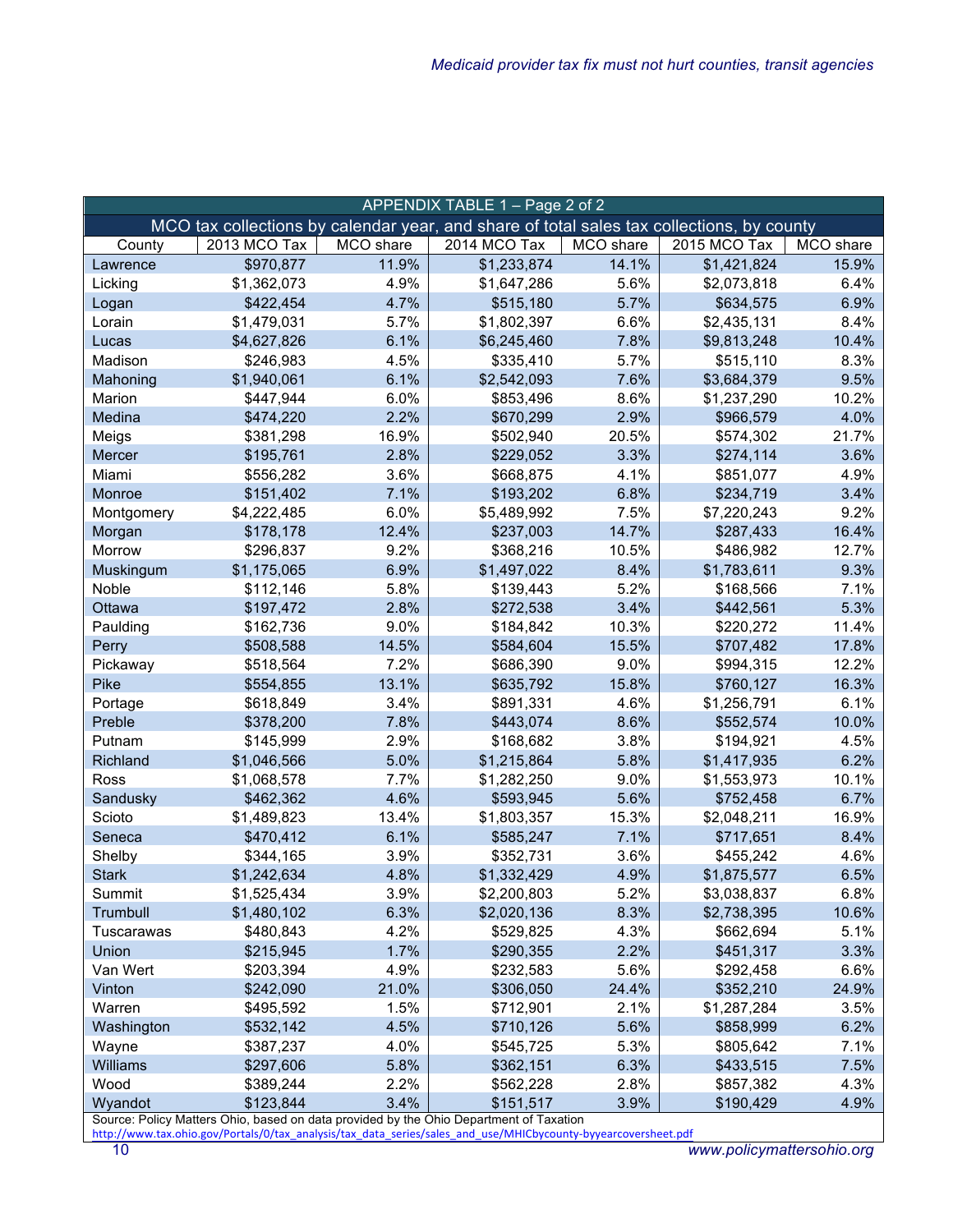| APPENDIX TABLE 1 – Page 2 of 2 | | | | | | |
|---|---|---|---|---|---|---|
| MCO tax collections by calendar year, and share of total sales tax collections, by county | | | | | | |
| County | 2013 MCO Tax | MCO share | 2014 MCO Tax | MCO share | 2015 MCO Tax | MCO share |
| Lawrence | $970,877 | 11.9% | $1,233,874 | 14.1% | $1,421,824 | 15.9% |
| Licking | $1,362,073 | 4.9% | $1,647,286 | 5.6% | $2,073,818 | 6.4% |
| Logan | $422,454 | 4.7% | $515,180 | 5.7% | $634,575 | 6.9% |
| Lorain | $1,479,031 | 5.7% | $1,802,397 | 6.6% | $2,435,131 | 8.4% |
| Lucas | $4,627,826 | 6.1% | $6,245,460 | 7.8% | $9,813,248 | 10.4% |
| Madison | $246,983 | 4.5% | $335,410 | 5.7% | $515,110 | 8.3% |
| Mahoning | $1,940,061 | 6.1% | $2,542,093 | 7.6% | $3,684,379 | 9.5% |
| Marion | $447,944 | 6.0% | $853,496 | 8.6% | $1,237,290 | 10.2% |
| Medina | $474,220 | 2.2% | $670,299 | 2.9% | $966,579 | 4.0% |
| Meigs | $381,298 | 16.9% | $502,940 | 20.5% | $574,302 | 21.7% |
| Mercer | $195,761 | 2.8% | $229,052 | 3.3% | $274,114 | 3.6% |
| Miami | $556,282 | 3.6% | $668,875 | 4.1% | $851,077 | 4.9% |
| Monroe | $151,402 | 7.1% | $193,202 | 6.8% | $234,719 | 3.4% |
| Montgomery | $4,222,485 | 6.0% | $5,489,992 | 7.5% | $7,220,243 | 9.2% |
| Morgan | $178,178 | 12.4% | $237,003 | 14.7% | $287,433 | 16.4% |
| Morrow | $296,837 | 9.2% | $368,216 | 10.5% | $486,982 | 12.7% |
| Muskingum | $1,175,065 | 6.9% | $1,497,022 | 8.4% | $1,783,611 | 9.3% |
| Noble | $112,146 | 5.8% | $139,443 | 5.2% | $168,566 | 7.1% |
| Ottawa | $197,472 | 2.8% | $272,538 | 3.4% | $442,561 | 5.3% |
| Paulding | $162,736 | 9.0% | $184,842 | 10.3% | $220,272 | 11.4% |
| Perry | $508,588 | 14.5% | $584,604 | 15.5% | $707,482 | 17.8% |
| Pickaway | $518,564 | 7.2% | $686,390 | 9.0% | $994,315 | 12.2% |
| Pike | $554,855 | 13.1% | $635,792 | 15.8% | $760,127 | 16.3% |
| Portage | $618,849 | 3.4% | $891,331 | 4.6% | $1,256,791 | 6.1% |
| Preble | $378,200 | 7.8% | $443,074 | 8.6% | $552,574 | 10.0% |
| Putnam | $145,999 | 2.9% | $168,682 | 3.8% | $194,921 | 4.5% |
| Richland | $1,046,566 | 5.0% | $1,215,864 | 5.8% | $1,417,935 | 6.2% |
| Ross | $1,068,578 | 7.7% | $1,282,250 | 9.0% | $1,553,973 | 10.1% |
| Sandusky | $462,362 | 4.6% | $593,945 | 5.6% | $752,458 | 6.7% |
| Scioto | $1,489,823 | 13.4% | $1,803,357 | 15.3% | $2,048,211 | 16.9% |
| Seneca | $470,412 | 6.1% | $585,247 | 7.1% | $717,651 | 8.4% |
| Shelby | $344,165 | 3.9% | $352,731 | 3.6% | $455,242 | 4.6% |
| Stark | $1,242,634 | 4.8% | $1,332,429 | 4.9% | $1,875,577 | 6.5% |
| Summit | $1,525,434 | 3.9% | $2,200,803 | 5.2% | $3,038,837 | 6.8% |
| Trumbull | $1,480,102 | 6.3% | $2,020,136 | 8.3% | $2,738,395 | 10.6% |
| Tuscarawas | $480,843 | 4.2% | $529,825 | 4.3% | $662,694 | 5.1% |
| Union | $215,945 | 1.7% | $290,355 | 2.2% | $451,317 | 3.3% |
| Van Wert | $203,394 | 4.9% | $232,583 | 5.6% | $292,458 | 6.6% |
| Vinton | $242,090 | 21.0% | $306,050 | 24.4% | $352,210 | 24.9% |
| Warren | $495,592 | 1.5% | $712,901 | 2.1% | $1,287,284 | 3.5% |
| Washington | $532,142 | 4.5% | $710,126 | 5.6% | $858,999 | 6.2% |
| Wayne | $387,237 | 4.0% | $545,725 | 5.3% | $805,642 | 7.1% |
| Williams | $297,606 | 5.8% | $362,151 | 6.3% | $433,515 | 7.5% |
| Wood | $389,244 | 2.2% | $562,228 | 2.8% | $857,382 | 4.3% |
| Wyandot | $123,844 | 3.4% | $151,517 | 3.9% | $190,429 | 4.9% |

Source: Policy Matters Ohio, based on data provided by the Ohio Department of Taxation
http://www.tax.ohio.gov/Portals/0/tax_analysis/tax_data_series/sales_and_use/MHICbycounty-byyearcoversheet.pdf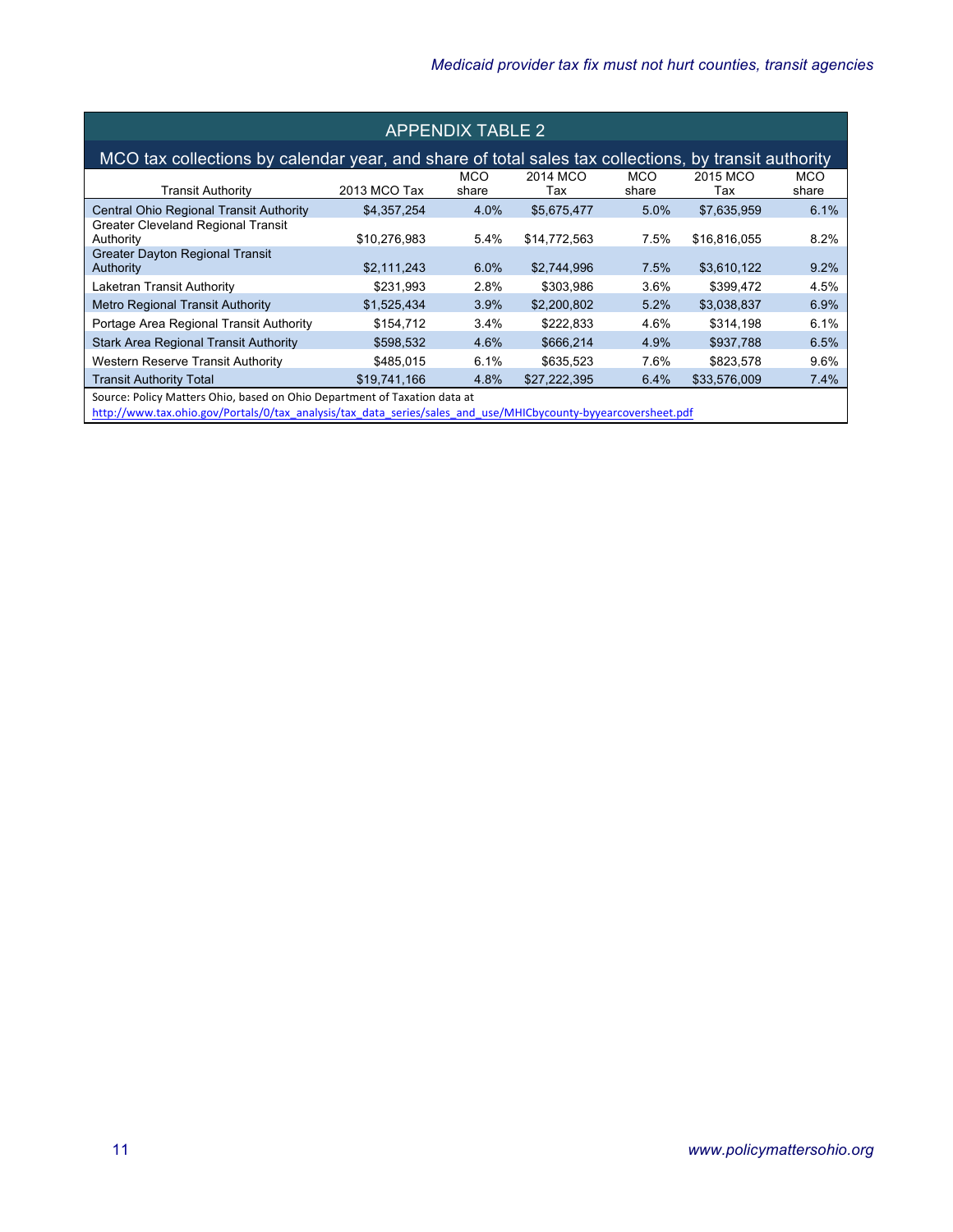## APPENDIX TABLE 2

### MCO tax collections by calendar year, and share of total sales tax collections, by transit authority

| Transit Authority | 2013 MCO Tax | MCO share | 2014 MCO Tax | MCO share | 2015 MCO Tax | MCO share |
|---|---|---|---|---|---|---|
| Central Ohio Regional Transit Authority | $4,357,254 | 4.0% | $5,675,477 | 5.0% | $7,635,959 | 6.1% |
| Greater Cleveland Regional Transit Authority | $10,276,983 | 5.4% | $14,772,563 | 7.5% | $16,816,055 | 8.2% |
| Greater Dayton Regional Transit Authority | $2,111,243 | 6.0% | $2,744,996 | 7.5% | $3,610,122 | 9.2% |
| Laketran Transit Authority | $231,993 | 2.8% | $303,986 | 3.6% | $399,472 | 4.5% |
| Metro Regional Transit Authority | $1,525,434 | 3.9% | $2,200,802 | 5.2% | $3,038,837 | 6.9% |
| Portage Area Regional Transit Authority | $154,712 | 3.4% | $222,833 | 4.6% | $314,198 | 6.1% |
| Stark Area Regional Transit Authority | $598,532 | 4.6% | $666,214 | 4.9% | $937,788 | 6.5% |
| Western Reserve Transit Authority | $485,015 | 6.1% | $635,523 | 7.6% | $823,578 | 9.6% |
| Transit Authority Total | $19,741,166 | 4.8% | $27,222,395 | 6.4% | $33,576,009 | 7.4% |

Source: Policy Matters Ohio, based on Ohio Department of Taxation data at http://www.tax.ohio.gov/Portals/0/tax_analysis/tax_data_series/sales_and_use/MHICbycounty-byyearcoversheet.pdf